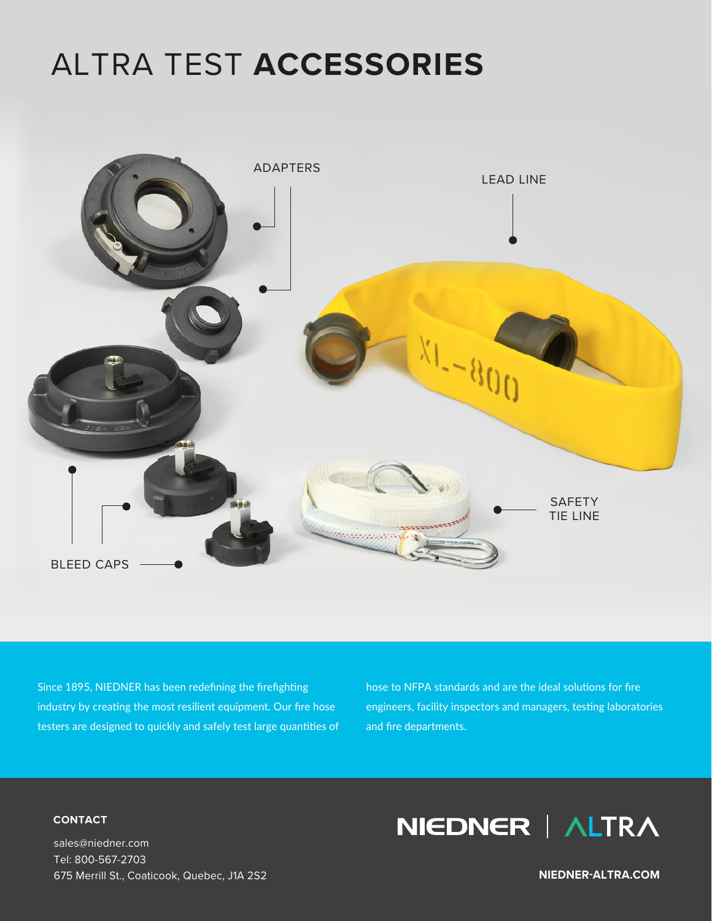# ALTRA TEST **ACCESSORIES**

ADAPTERS

LEAD LINE

BLEED CAPS

SAFETY TIE LINE

Since 1895, NIEDNER has been redefining the firefighting industry by creating the most resilient equipment. Our fire hose testers are designed to quickly and safely test large quantities of hose to NFPA standards and are the ideal solutions for fire engineers, facility inspectors and managers, testing laboratories and fire departments.

**CONTACT**

sales@niedner.com
Tel: 800-567-2703
675 Merrill St., Coaticook, Quebec, J1A 2S2

NIEDNER | ALTRA

**NIEDNER-ALTRA.COM**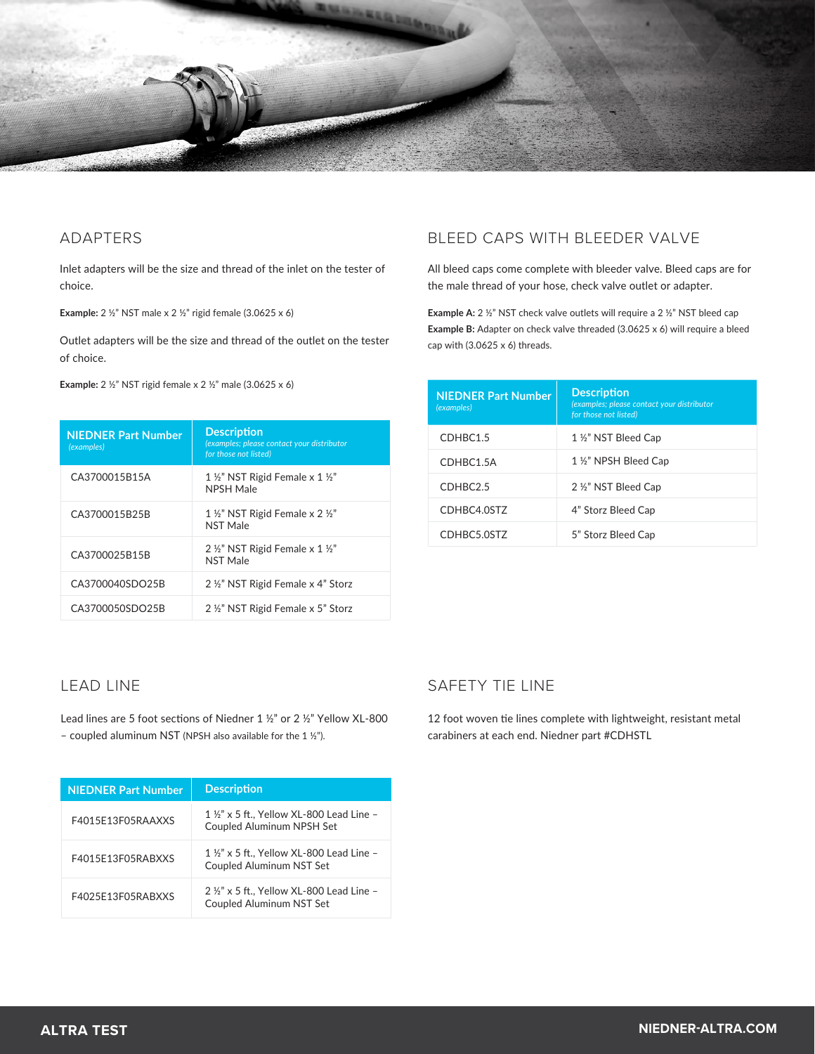## ADAPTERS

Inlet adapters will be the size and thread of the inlet on the tester of choice.

**Example:** 2 ½" NST male x 2 ½" rigid female (3.0625 x 6)

Outlet adapters will be the size and thread of the outlet on the tester of choice.

**Example:** 2 ½" NST rigid female x 2 ½" male (3.0625 x 6)

| NIEDNER Part Number *(examples)* | Description *(examples; please contact your distributor for those not listed)* |
|---|---|
| CA3700015B15A | 1 ½" NST Rigid Female x 1 ½" NPSH Male |
| CA3700015B25B | 1 ½" NST Rigid Female x 2 ½" NST Male |
| CA3700025B15B | 2 ½" NST Rigid Female x 1 ½" NST Male |
| CA3700040SDO25B | 2 ½" NST Rigid Female x 4" Storz |
| CA3700050SDO25B | 2 ½" NST Rigid Female x 5" Storz |

## BLEED CAPS WITH BLEEDER VALVE

All bleed caps come complete with bleeder valve. Bleed caps are for the male thread of your hose, check valve outlet or adapter.

**Example A:** 2 ½" NST check valve outlets will require a 2 ½" NST bleed cap
**Example B:** Adapter on check valve threaded (3.0625 x 6) will require a bleed cap with (3.0625 x 6) threads.

| NIEDNER Part Number *(examples)* | Description *(examples; please contact your distributor for those not listed)* |
|---|---|
| CDHBC1.5 | 1 ½" NST Bleed Cap |
| CDHBC1.5A | 1 ½" NPSH Bleed Cap |
| CDHBC2.5 | 2 ½" NST Bleed Cap |
| CDHBC4.0STZ | 4" Storz Bleed Cap |
| CDHBC5.0STZ | 5" Storz Bleed Cap |

## LEAD LINE

Lead lines are 5 foot sections of Niedner 1 ½" or 2 ½" Yellow XL-800 – coupled aluminum NST (NPSH also available for the 1 ½").

| NIEDNER Part Number | Description |
|---|---|
| F4015E13F05RAAXXS | 1 ½" x 5 ft., Yellow XL-800 Lead Line – Coupled Aluminum NPSH Set |
| F4015E13F05RABXXS | 1 ½" x 5 ft., Yellow XL-800 Lead Line – Coupled Aluminum NST Set |
| F4025E13F05RABXXS | 2 ½" x 5 ft., Yellow XL-800 Lead Line – Coupled Aluminum NST Set |

## SAFETY TIE LINE

12 foot woven tie lines complete with lightweight, resistant metal carabiners at each end. Niedner part #CDHSTL